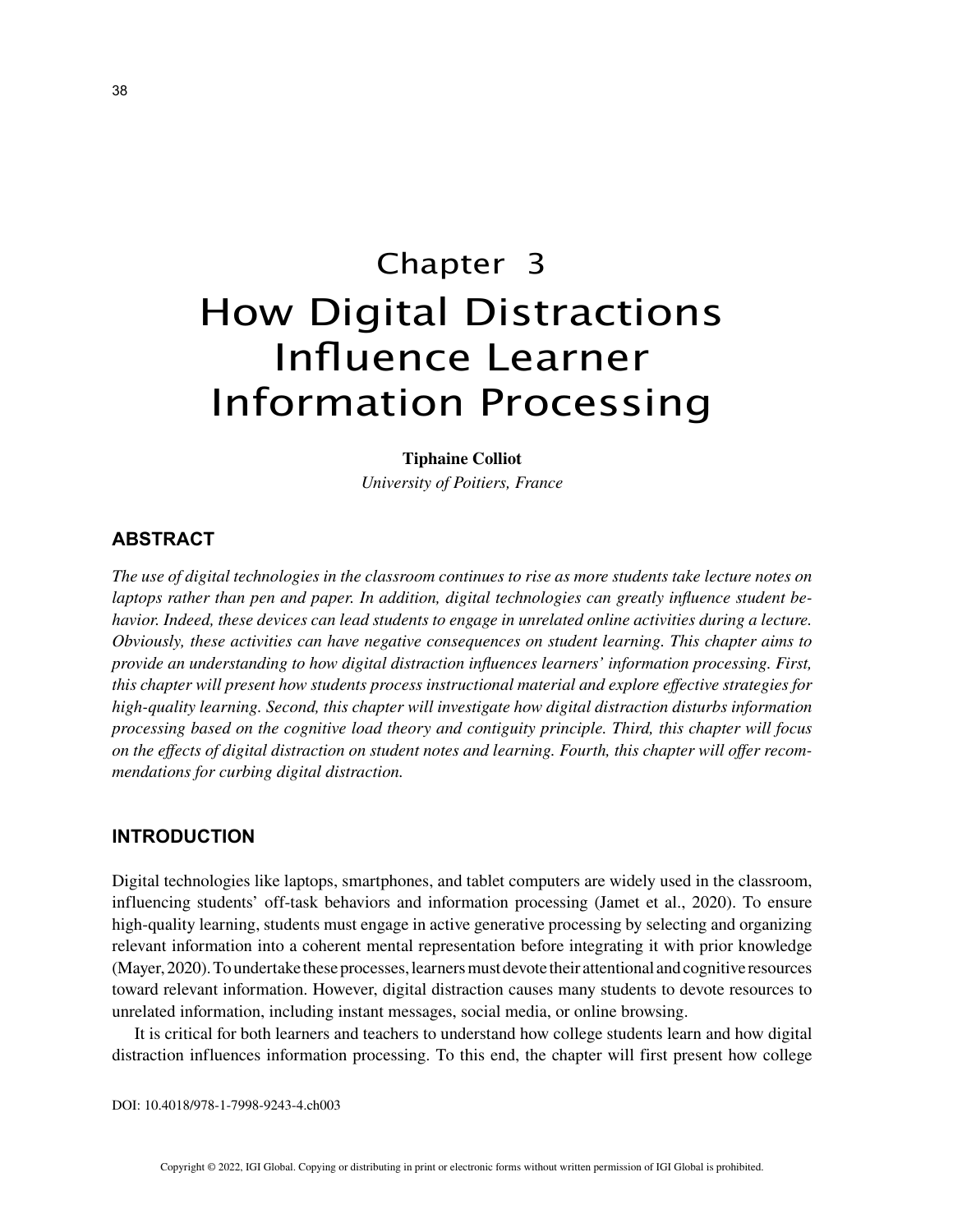# Chapter 3

# How Digital Distractions Influence Learner Information Processing

**Tiphaine Colliot**

*University of Poitiers, France*

## ABSTRACT

*The use of digital technologies in the classroom continues to rise as more students take lecture notes on laptops rather than pen and paper. In addition, digital technologies can greatly influence student behavior. Indeed, these devices can lead students to engage in unrelated online activities during a lecture. Obviously, these activities can have negative consequences on student learning. This chapter aims to provide an understanding to how digital distraction influences learners' information processing. First, this chapter will present how students process instructional material and explore effective strategies for high-quality learning. Second, this chapter will investigate how digital distraction disturbs information processing based on the cognitive load theory and contiguity principle. Third, this chapter will focus on the effects of digital distraction on student notes and learning. Fourth, this chapter will offer recommendations for curbing digital distraction.*

## INTRODUCTION

Digital technologies like laptops, smartphones, and tablet computers are widely used in the classroom, influencing students' off-task behaviors and information processing (Jamet et al., 2020). To ensure high-quality learning, students must engage in active generative processing by selecting and organizing relevant information into a coherent mental representation before integrating it with prior knowledge (Mayer, 2020). To undertake these processes, learners must devote their attentional and cognitive resources toward relevant information. However, digital distraction causes many students to devote resources to unrelated information, including instant messages, social media, or online browsing.

It is critical for both learners and teachers to understand how college students learn and how digital distraction influences information processing. To this end, the chapter will first present how college

DOI: 10.4018/978-1-7998-9243-4.ch003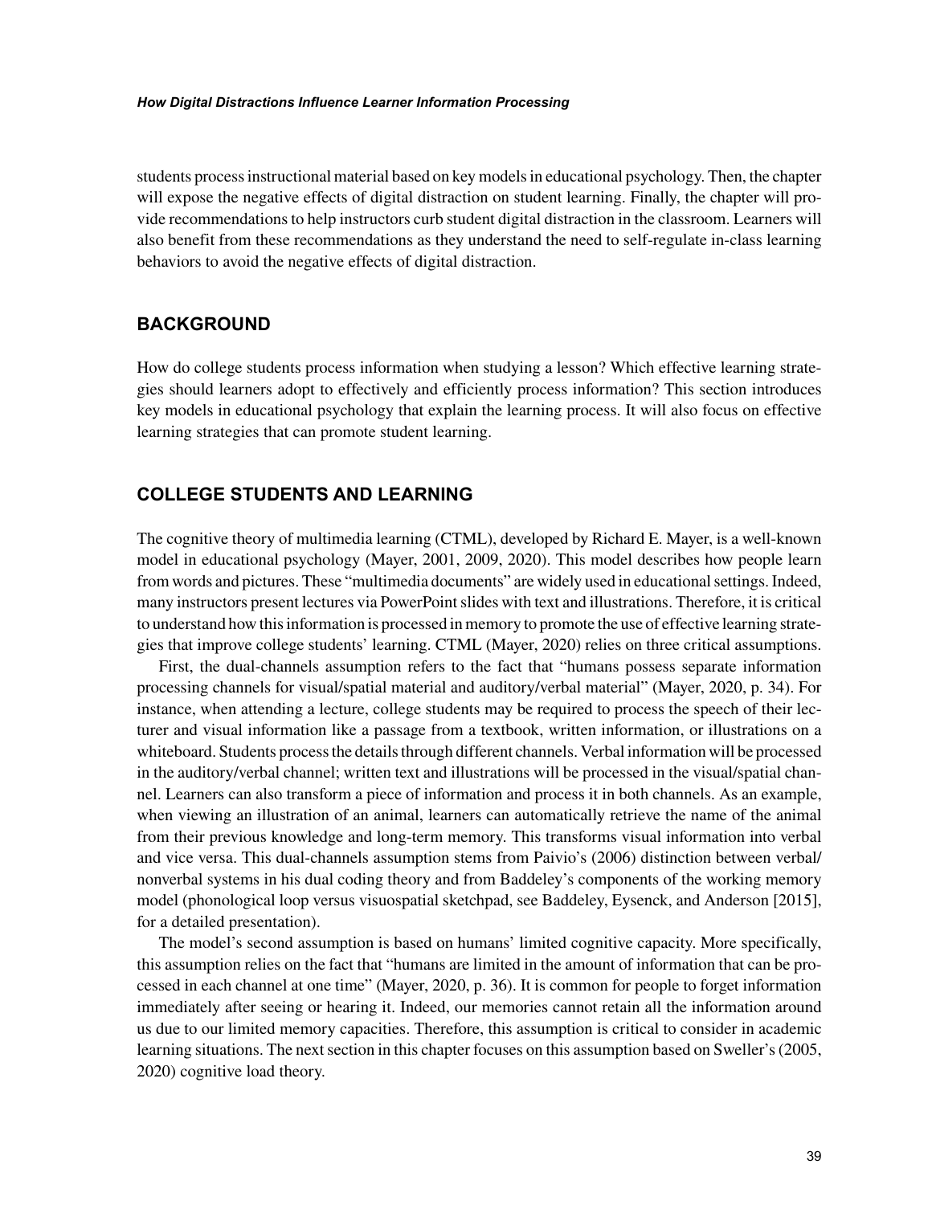students process instructional material based on key models in educational psychology. Then, the chapter will expose the negative effects of digital distraction on student learning. Finally, the chapter will provide recommendations to help instructors curb student digital distraction in the classroom. Learners will also benefit from these recommendations as they understand the need to self-regulate in-class learning behaviors to avoid the negative effects of digital distraction.

## BACKGROUND

How do college students process information when studying a lesson? Which effective learning strategies should learners adopt to effectively and efficiently process information? This section introduces key models in educational psychology that explain the learning process. It will also focus on effective learning strategies that can promote student learning.

## COLLEGE STUDENTS AND LEARNING

The cognitive theory of multimedia learning (CTML), developed by Richard E. Mayer, is a well-known model in educational psychology (Mayer, 2001, 2009, 2020). This model describes how people learn from words and pictures. These "multimedia documents" are widely used in educational settings. Indeed, many instructors present lectures via PowerPoint slides with text and illustrations. Therefore, it is critical to understand how this information is processed in memory to promote the use of effective learning strategies that improve college students' learning. CTML (Mayer, 2020) relies on three critical assumptions.

First, the dual-channels assumption refers to the fact that "humans possess separate information processing channels for visual/spatial material and auditory/verbal material" (Mayer, 2020, p. 34). For instance, when attending a lecture, college students may be required to process the speech of their lecturer and visual information like a passage from a textbook, written information, or illustrations on a whiteboard. Students process the details through different channels. Verbal information will be processed in the auditory/verbal channel; written text and illustrations will be processed in the visual/spatial channel. Learners can also transform a piece of information and process it in both channels. As an example, when viewing an illustration of an animal, learners can automatically retrieve the name of the animal from their previous knowledge and long-term memory. This transforms visual information into verbal and vice versa. This dual-channels assumption stems from Paivio's (2006) distinction between verbal/nonverbal systems in his dual coding theory and from Baddeley's components of the working memory model (phonological loop versus visuospatial sketchpad, see Baddeley, Eysenck, and Anderson [2015], for a detailed presentation).

The model's second assumption is based on humans' limited cognitive capacity. More specifically, this assumption relies on the fact that "humans are limited in the amount of information that can be processed in each channel at one time" (Mayer, 2020, p. 36). It is common for people to forget information immediately after seeing or hearing it. Indeed, our memories cannot retain all the information around us due to our limited memory capacities. Therefore, this assumption is critical to consider in academic learning situations. The next section in this chapter focuses on this assumption based on Sweller's (2005, 2020) cognitive load theory.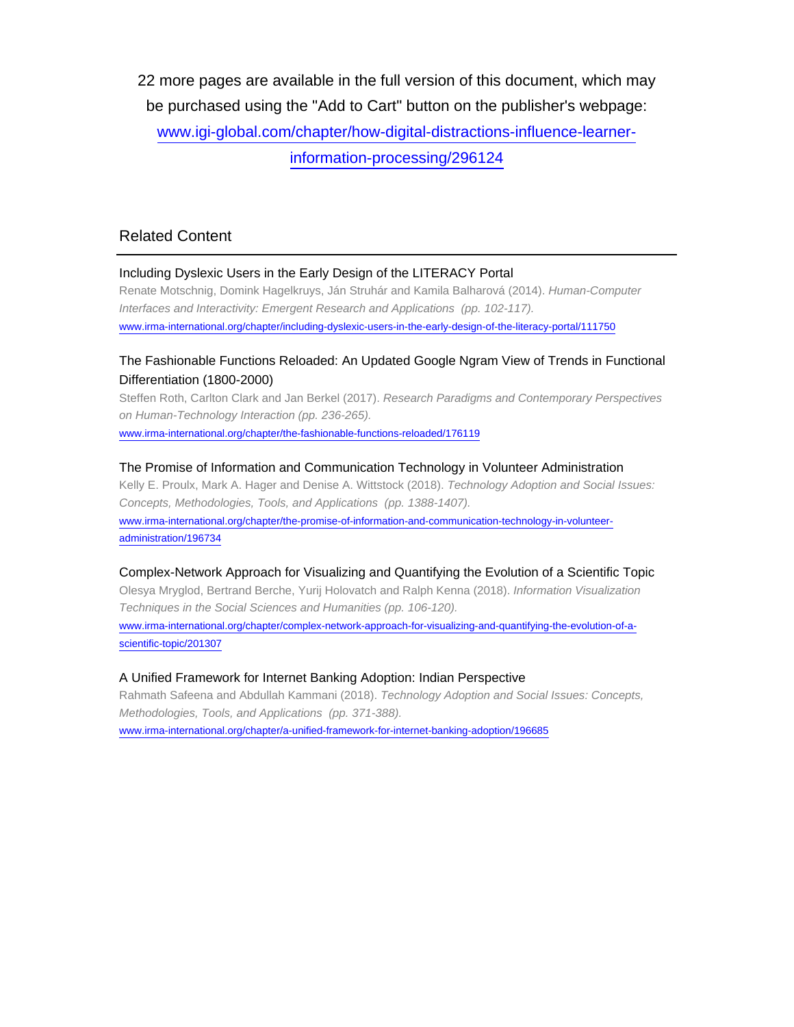22 more pages are available in the full version of this document, which may be purchased using the "Add to Cart" button on the publisher's webpage: [www.igi-global.com/chapter/how-digital-distractions-influence-learner-information-processing/296124](www.igi-global.com/chapter/how-digital-distractions-influence-learner-information-processing/296124)

## Related Content

**Including Dyslexic Users in the Early Design of the LITERACY Portal**
Renate Motschnig, Domink Hagelkruys, Ján Struhár and Kamila Balharová (2014). *Human-Computer Interfaces and Interactivity: Emergent Research and Applications (pp. 102-117).*
[www.irma-international.org/chapter/including-dyslexic-users-in-the-early-design-of-the-literacy-portal/111750](www.irma-international.org/chapter/including-dyslexic-users-in-the-early-design-of-the-literacy-portal/111750)

**The Fashionable Functions Reloaded: An Updated Google Ngram View of Trends in Functional Differentiation (1800-2000)**
Steffen Roth, Carlton Clark and Jan Berkel (2017). *Research Paradigms and Contemporary Perspectives on Human-Technology Interaction (pp. 236-265).*
[www.irma-international.org/chapter/the-fashionable-functions-reloaded/176119](www.irma-international.org/chapter/the-fashionable-functions-reloaded/176119)

**The Promise of Information and Communication Technology in Volunteer Administration**
Kelly E. Proulx, Mark A. Hager and Denise A. Wittstock (2018). *Technology Adoption and Social Issues: Concepts, Methodologies, Tools, and Applications (pp. 1388-1407).*
[www.irma-international.org/chapter/the-promise-of-information-and-communication-technology-in-volunteer-administration/196734](www.irma-international.org/chapter/the-promise-of-information-and-communication-technology-in-volunteer-administration/196734)

**Complex-Network Approach for Visualizing and Quantifying the Evolution of a Scientific Topic**
Olesya Mryglod, Bertrand Berche, Yurij Holovatch and Ralph Kenna (2018). *Information Visualization Techniques in the Social Sciences and Humanities (pp. 106-120).*
[www.irma-international.org/chapter/complex-network-approach-for-visualizing-and-quantifying-the-evolution-of-a-scientific-topic/201307](www.irma-international.org/chapter/complex-network-approach-for-visualizing-and-quantifying-the-evolution-of-a-scientific-topic/201307)

**A Unified Framework for Internet Banking Adoption: Indian Perspective**
Rahmath Safeena and Abdullah Kammani (2018). *Technology Adoption and Social Issues: Concepts, Methodologies, Tools, and Applications (pp. 371-388).*
[www.irma-international.org/chapter/a-unified-framework-for-internet-banking-adoption/196685](www.irma-international.org/chapter/a-unified-framework-for-internet-banking-adoption/196685)